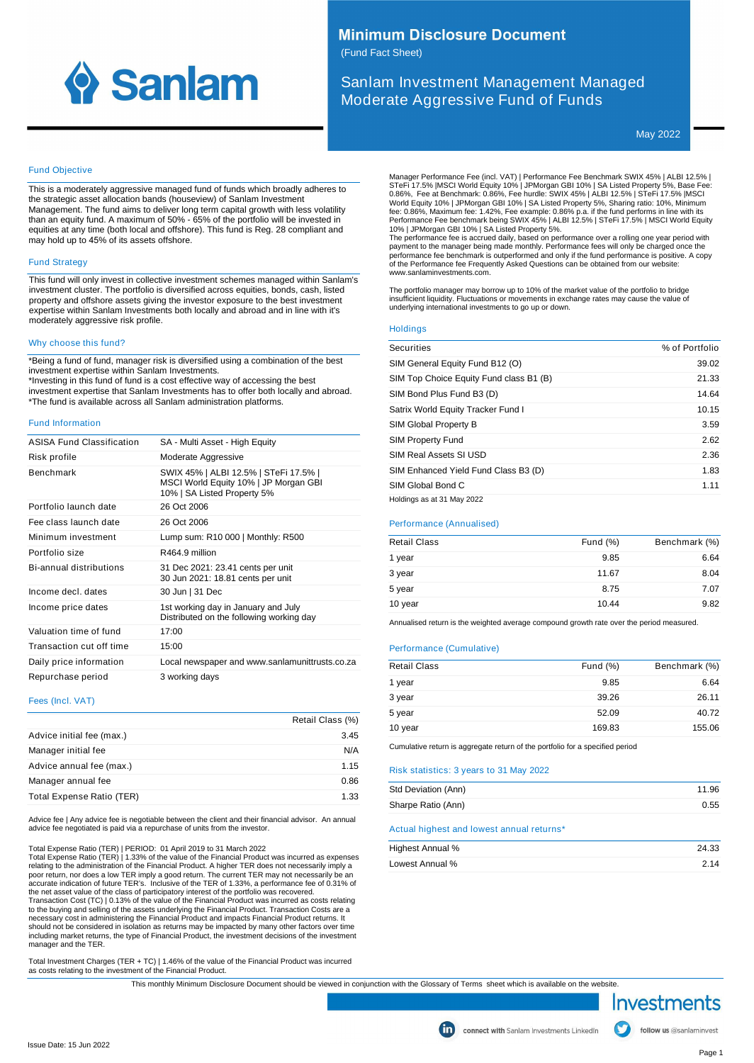# Minimum Disclosure Document

(Fund Fact Sheet)

## Sanlam Investment Management Managed Moderate Aggressive Fund of Funds

May 2022

### Fund Objective

This is a moderately aggressive managed fund of funds which broadly adheres to the strategic asset allocation bands (houseview) of Sanlam Investment Management. The fund aims to deliver long term capital growth with less volatility than an equity fund. A maximum of 50% - 65% of the portfolio will be invested in equities at any time (both local and offshore). This fund is Reg. 28 compliant and may hold up to 45% of its assets offshore.

### Fund Strategy

This fund will only invest in collective investment schemes managed within Sanlam's investment cluster. The portfolio is diversified across equities, bonds, cash, listed property and offshore assets giving the investor exposure to the best investment expertise within Sanlam Investments both locally and abroad and in line with it's moderately aggressive risk profile.

### Why choose this fund?

*Being a fund of fund, manager risk is diversified using a combination of the best investment expertise within Sanlam Investments.
*Investing in this fund of fund is a cost effective way of accessing the best investment expertise that Sanlam Investments has to offer both locally and abroad.
*The fund is available across all Sanlam administration platforms.

### Fund Information

| | |
|---|---|
| ASISA Fund Classification | SA - Multi Asset - High Equity |
| Risk profile | Moderate Aggressive |
| Benchmark | SWIX 45% \| ALBI 12.5% \| STeFi 17.5% \| MSCI World Equity 10% \| JP Morgan GBI 10% \| SA Listed Property 5% |
| Portfolio launch date | 26 Oct 2006 |
| Fee class launch date | 26 Oct 2006 |
| Minimum investment | Lump sum: R10 000 \| Monthly: R500 |
| Portfolio size | R464.9 million |
| Bi-annual distributions | 31 Dec 2021: 23.41 cents per unit<br>30 Jun 2021: 18.81 cents per unit |
| Income decl. dates | 30 Jun \| 31 Dec |
| Income price dates | 1st working day in January and July<br>Distributed on the following working day |
| Valuation time of fund | 17:00 |
| Transaction cut off time | 15:00 |
| Daily price information | Local newspaper and www.sanlamunittrusts.co.za |
| Repurchase period | 3 working days |

### Fees (Incl. VAT)

| | Retail Class (%) |
|---|---|
| Advice initial fee (max.) | 3.45 |
| Manager initial fee | N/A |
| Advice annual fee (max.) | 1.15 |
| Manager annual fee | 0.86 |
| Total Expense Ratio (TER) | 1.33 |

Advice fee | Any advice fee is negotiable between the client and their financial advisor. An annual advice fee negotiated is paid via a repurchase of units from the investor.

Total Expense Ratio (TER) | PERIOD: 01 April 2019 to 31 March 2022
Total Expense Ratio (TER) | 1.33% of the value of the Financial Product was incurred as expenses relating to the administration of the Financial Product. A higher TER does not necessarily imply a poor return, nor does a low TER imply a good return. The current TER may not necessarily be an accurate indication of future TER's. Inclusive of the TER of 1.33%, a performance fee of 0.31% of the net asset value of the class of participatory interest of the portfolio was recovered.
Transaction Cost (TC) | 0.13% of the value of the Financial Product was incurred as costs relating to the buying and selling of the assets underlying the Financial Product. Transaction Costs are a necessary cost in administering the Financial Product and impacts Financial Product returns. It should not be considered in isolation as returns may be impacted by many other factors over time including market returns, the type of Financial Product, the investment decisions of the investment manager and the TER.

Total Investment Charges (TER + TC) | 1.46% of the value of the Financial Product was incurred as costs relating to the investment of the Financial Product.

Manager Performance Fee (incl. VAT) | Performance Fee Benchmark SWIX 45% | ALBI 12.5% | STeFi 17.5% |MSCI World Equity 10% | JPMorgan GBI 10% | SA Listed Property 5%, Base Fee: 0.86%, Fee at Benchmark: 0.86%, Fee hurdle: SWIX 45% | ALBI 12.5% | STeFi 17.5% |MSCI World Equity 10% | JPMorgan GBI 10% | SA Listed Property 5%, Sharing ratio: 10%, Minimum fee: 0.86%, Maximum fee: 1.42%, Fee example: 0.86% p.a. if the fund performs in line with its Performance Fee benchmark being SWIX 45% | ALBI 12.5% | STeFi 17.5% | MSCI World Equity 10% | JPMorgan GBI 10% | SA Listed Property 5%.
The performance fee is accrued daily, based on performance over a rolling one year period with payment to the manager being made monthly. Performance fees will only be charged once the performance fee benchmark is outperformed and only if the fund performance is positive. A copy of the Performance fee Frequently Asked Questions can be obtained from our website: www.sanlaminvestments.com.

The portfolio manager may borrow up to 10% of the market value of the portfolio to bridge insufficient liquidity. Fluctuations or movements in exchange rates may cause the value of underlying international investments to go up or down.

### Holdings

| Securities | % of Portfolio |
|---|---|
| SIM General Equity Fund B12 (O) | 39.02 |
| SIM Top Choice Equity Fund class B1 (B) | 21.33 |
| SIM Bond Plus Fund B3 (D) | 14.64 |
| Satrix World Equity Tracker Fund I | 10.15 |
| SIM Global Property B | 3.59 |
| SIM Property Fund | 2.62 |
| SIM Real Assets SI USD | 2.36 |
| SIM Enhanced Yield Fund Class B3 (D) | 1.83 |
| SIM Global Bond C | 1.11 |

Holdings as at 31 May 2022

### Performance (Annualised)

| Retail Class | Fund (%) | Benchmark (%) |
|---|---|---|
| 1 year | 9.85 | 6.64 |
| 3 year | 11.67 | 8.04 |
| 5 year | 8.75 | 7.07 |
| 10 year | 10.44 | 9.82 |

Annualised return is the weighted average compound growth rate over the period measured.

### Performance (Cumulative)

| Retail Class | Fund (%) | Benchmark (%) |
|---|---|---|
| 1 year | 9.85 | 6.64 |
| 3 year | 39.26 | 26.11 |
| 5 year | 52.09 | 40.72 |
| 10 year | 169.83 | 155.06 |

Cumulative return is aggregate return of the portfolio for a specified period

### Risk statistics: 3 years to 31 May 2022

| | |
|---|---|
| Std Deviation (Ann) | 11.96 |
| Sharpe Ratio (Ann) | 0.55 |

### Actual highest and lowest annual returns*

| | |
|---|---|
| Highest Annual % | 24.33 |
| Lowest Annual % | 2.14 |

This monthly Minimum Disclosure Document should be viewed in conjunction with the Glossary of Terms sheet which is available on the website.

Investments

connect with Sanlam Investments LinkedIn | follow us @sanlaminvest

Issue Date: 15 Jun 2022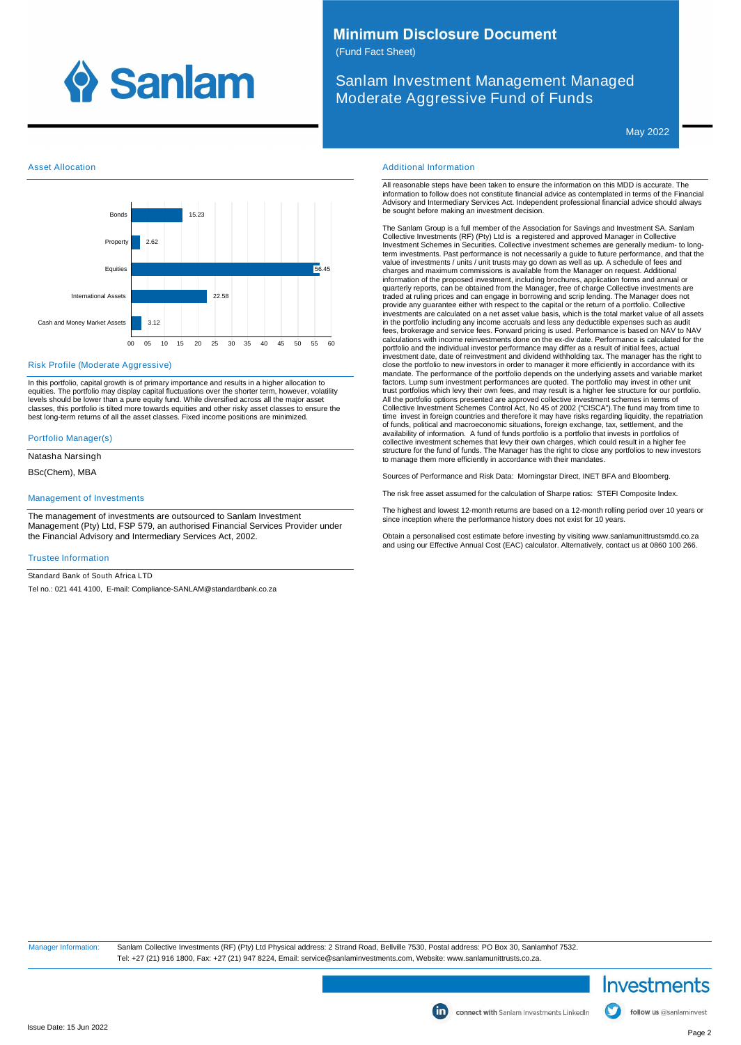# Minimum Disclosure Document

(Fund Fact Sheet)

## Sanlam Investment Management Managed Moderate Aggressive Fund of Funds

May 2022

### Asset Allocation

Bonds 15.23
Property 2.62
Equities 56.45
International Assets 22.58
Cash and Money Market Assets 3.12

00 05 10 15 20 25 30 35 40 45 50 55 60

### Risk Profile (Moderate Aggressive)

In this portfolio, capital growth is of primary importance and results in a higher allocation to equities. The portfolio may display capital fluctuations over the shorter term, however, volatility levels should be lower than a pure equity fund. While diversified across all the major asset classes, this portfolio is tilted more towards equities and other risky asset classes to ensure the best long-term returns of all the asset classes. Fixed income positions are minimized.

### Portfolio Manager(s)

Natasha Narsingh

BSc(Chem), MBA

### Management of Investments

The management of investments are outsourced to Sanlam Investment Management (Pty) Ltd, FSP 579, an authorised Financial Services Provider under the Financial Advisory and Intermediary Services Act, 2002.

### Trustee Information

Standard Bank of South Africa LTD

Tel no.: 021 441 4100, E-mail: Compliance-SANLAM@standardbank.co.za

### Additional Information

All reasonable steps have been taken to ensure the information on this MDD is accurate. The information to follow does not constitute financial advice as contemplated in terms of the Financial Advisory and Intermediary Services Act. Independent professional financial advice should always be sought before making an investment decision.

The Sanlam Group is a full member of the Association for Savings and Investment SA. Sanlam Collective Investments (RF) (Pty) Ltd is a registered and approved Manager in Collective Investment Schemes in Securities. Collective investment schemes are generally medium- to long-term investments. Past performance is not necessarily a guide to future performance, and that the value of investments / units / unit trusts may go down as well as up. A schedule of fees and charges and maximum commissions is available from the Manager on request. Additional information of the proposed investment, including brochures, application forms and annual or quarterly reports, can be obtained from the Manager, free of charge Collective investments are traded at ruling prices and can engage in borrowing and scrip lending. The Manager does not provide any guarantee either with respect to the capital or the return of a portfolio. Collective investments are calculated on a net asset value basis, which is the total market value of all assets in the portfolio including any income accruals and less any deductible expenses such as audit fees, brokerage and service fees. Forward pricing is used. Performance is based on NAV to NAV calculations with income reinvestments done on the ex-div date. Performance is calculated for the portfolio and the individual investor performance may differ as a result of initial fees, actual investment date, date of reinvestment and dividend withholding tax. The manager has the right to close the portfolio to new investors in order to manager it more efficiently in accordance with its mandate. The performance of the portfolio depends on the underlying assets and variable market factors. Lump sum investment performances are quoted. The portfolio may invest in other unit trust portfolios which levy their own fees, and may result is a higher fee structure for our portfolio. All the portfolio options presented are approved collective investment schemes in terms of Collective Investment Schemes Control Act, No 45 of 2002 ("CISCA").The fund may from time to time invest in foreign countries and therefore it may have risks regarding liquidity, the repatriation of funds, political and macroeconomic situations, foreign exchange, tax, settlement, and the availability of information. A fund of funds portfolio is a portfolio that invests in portfolios of collective investment schemes that levy their own charges, which could result in a higher fee structure for the fund of funds. The Manager has the right to close any portfolios to new investors to manage them more efficiently in accordance with their mandates.

Sources of Performance and Risk Data: Morningstar Direct, INET BFA and Bloomberg.

The risk free asset assumed for the calculation of Sharpe ratios: STEFI Composite Index.

The highest and lowest 12-month returns are based on a 12-month rolling period over 10 years or since inception where the performance history does not exist for 10 years.

Obtain a personalised cost estimate before investing by visiting www.sanlamunittrustsmdd.co.za and using our Effective Annual Cost (EAC) calculator. Alternatively, contact us at 0860 100 266.

Manager Information: Sanlam Collective Investments (RF) (Pty) Ltd Physical address: 2 Strand Road, Bellville 7530, Postal address: PO Box 30, Sanlamhof 7532.
Tel: +27 (21) 916 1800, Fax: +27 (21) 947 8224, Email: service@sanlaminvestments.com, Website: www.sanlamunittrusts.co.za.

Issue Date: 15 Jun 2022